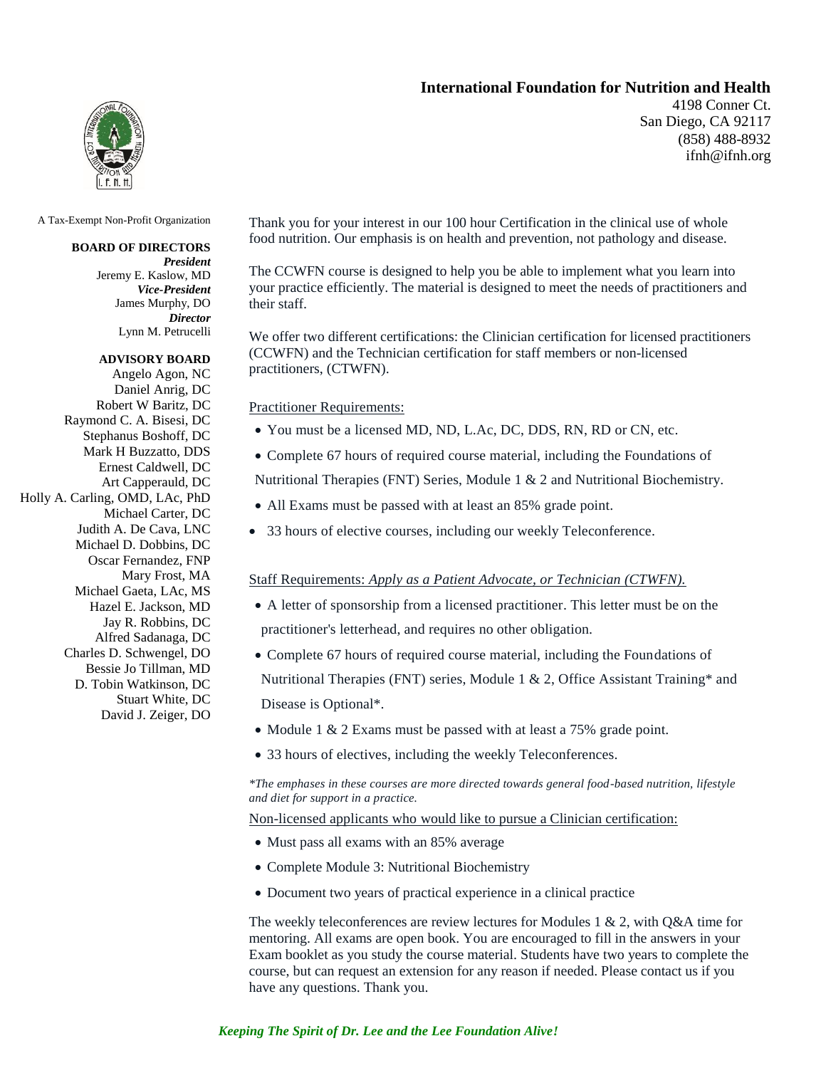# International Foundation for Nutrition and Health

4198 Conner Ct.
San Diego, CA 92117
(858) 488-8932
ifnh@ifnh.org

A Tax-Exempt Non-Profit Organization

**BOARD OF DIRECTORS**

***President***
Jeremy E. Kaslow, MD

***Vice-President***
James Murphy, DO

***Director***
Lynn M. Petrucelli

**ADVISORY BOARD**

Angelo Agon, NC
Daniel Anrig, DC
Robert W Baritz, DC
Raymond C. A. Bisesi, DC
Stephanus Boshoff, DC
Mark H Buzzatto, DDS
Ernest Caldwell, DC
Art Capperauld, DC
Holly A. Carling, OMD, LAc, PhD
Michael Carter, DC
Judith A. De Cava, LNC
Michael D. Dobbins, DC
Oscar Fernandez, FNP
Mary Frost, MA
Michael Gaeta, LAc, MS
Hazel E. Jackson, MD
Jay R. Robbins, DC
Alfred Sadanaga, DC
Charles D. Schwengel, DO
Bessie Jo Tillman, MD
D. Tobin Watkinson, DC
Stuart White, DC
David J. Zeiger, DO

Thank you for your interest in our 100 hour Certification in the clinical use of whole food nutrition. Our emphasis is on health and prevention, not pathology and disease.

The CCWFN course is designed to help you be able to implement what you learn into your practice efficiently. The material is designed to meet the needs of practitioners and their staff.

We offer two different certifications: the Clinician certification for licensed practitioners (CCWFN) and the Technician certification for staff members or non-licensed practitioners, (CTWFN).

<u>Practitioner Requirements:</u>

- You must be a licensed MD, ND, L.Ac, DC, DDS, RN, RD or CN, etc.
- Complete 67 hours of required course material, including the Foundations of Nutritional Therapies (FNT) Series, Module 1 & 2 and Nutritional Biochemistry.
- All Exams must be passed with at least an 85% grade point.
- 33 hours of elective courses, including our weekly Teleconference.

<u>Staff Requirements: *Apply as a Patient Advocate, or Technician (CTWFN).*</u>

- A letter of sponsorship from a licensed practitioner. This letter must be on the practitioner's letterhead, and requires no other obligation.
- Complete 67 hours of required course material, including the Foundations of Nutritional Therapies (FNT) series, Module 1 & 2, Office Assistant Training* and Disease is Optional*.
- Module 1 & 2 Exams must be passed with at least a 75% grade point.
- 33 hours of electives, including the weekly Teleconferences.

*\*The emphases in these courses are more directed towards general food-based nutrition, lifestyle and diet for support in a practice.*

<u>Non-licensed applicants who would like to pursue a Clinician certification:</u>

- Must pass all exams with an 85% average
- Complete Module 3: Nutritional Biochemistry
- Document two years of practical experience in a clinical practice

The weekly teleconferences are review lectures for Modules 1 & 2, with Q&A time for mentoring. All exams are open book. You are encouraged to fill in the answers in your Exam booklet as you study the course material. Students have two years to complete the course, but can request an extension for any reason if needed. Please contact us if you have any questions. Thank you.

***Keeping The Spirit of Dr. Lee and the Lee Foundation Alive!***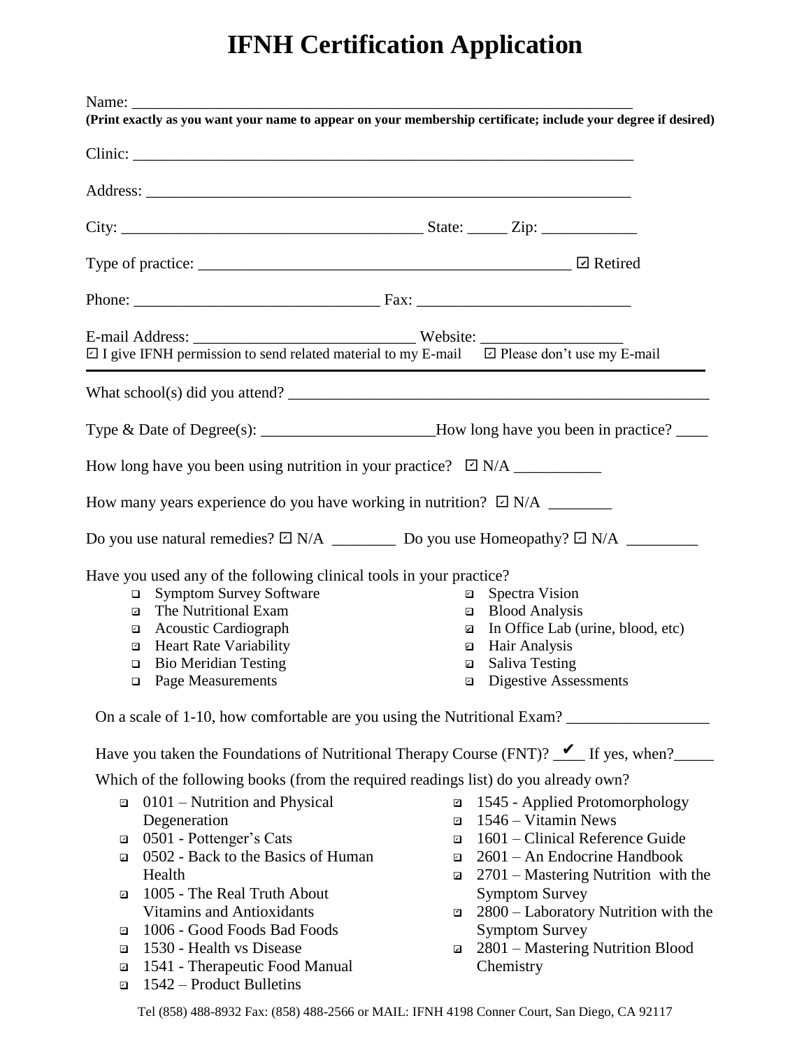# IFNH Certification Application

Name: ___________________________________________________________________

**(Print exactly as you want your name to appear on your membership certificate; include your degree if desired)**

Clinic: ___________________________________________________________________

Address: _________________________________________________________________

City: ______________________________________ State: _____ Zip: ____________

Type of practice: _______________________________________________ ☑ Retired

Phone: ______________________________ Fax: ___________________________

E-mail Address: ____________________________ Website: __________________

☑ I give IFNH permission to send related material to my E-mail ☑ Please don't use my E-mail

---

What school(s) did you attend? _____________________________________________________

Type & Date of Degree(s): ______________________How long have you been in practice? ____

How long have you been using nutrition in your practice? ☑ N/A ___________

How many years experience do you have working in nutrition? ☑ N/A ________

Do you use natural remedies? ☑ N/A ________ Do you use Homeopathy? ☑ N/A _________

Have you used any of the following clinical tools in your practice?

- ☐ Symptom Survey Software
- ☑ The Nutritional Exam
- ☑ Acoustic Cardiograph
- ☑ Heart Rate Variability
- ☐ Bio Meridian Testing
- ☐ Page Measurements
- ☑ Spectra Vision
- ☑ Blood Analysis
- ☑ In Office Lab (urine, blood, etc)
- ☑ Hair Analysis
- ☑ Saliva Testing
- ☑ Digestive Assessments

On a scale of 1-10, how comfortable are you using the Nutritional Exam? __________________

Have you taken the Foundations of Nutritional Therapy Course (FNT)? _✔__ If yes, when?_____

Which of the following books (from the required readings list) do you already own?

- ☑ 0101 – Nutrition and Physical Degeneration
- ☑ 0501 - Pottenger's Cats
- ☑ 0502 - Back to the Basics of Human Health
- ☑ 1005 - The Real Truth About Vitamins and Antioxidants
- ☑ 1006 - Good Foods Bad Foods
- ☑ 1530 - Health vs Disease
- ☑ 1541 - Therapeutic Food Manual
- ☑ 1542 – Product Bulletins
- ☑ 1545 - Applied Protomorphology
- ☑ 1546 – Vitamin News
- ☑ 1601 – Clinical Reference Guide
- ☑ 2601 – An Endocrine Handbook
- ☑ 2701 – Mastering Nutrition with the Symptom Survey
- ☑ 2800 – Laboratory Nutrition with the Symptom Survey
- ☑ 2801 – Mastering Nutrition Blood Chemistry

Tel (858) 488-8932 Fax: (858) 488-2566 or MAIL: IFNH 4198 Conner Court, San Diego, CA 92117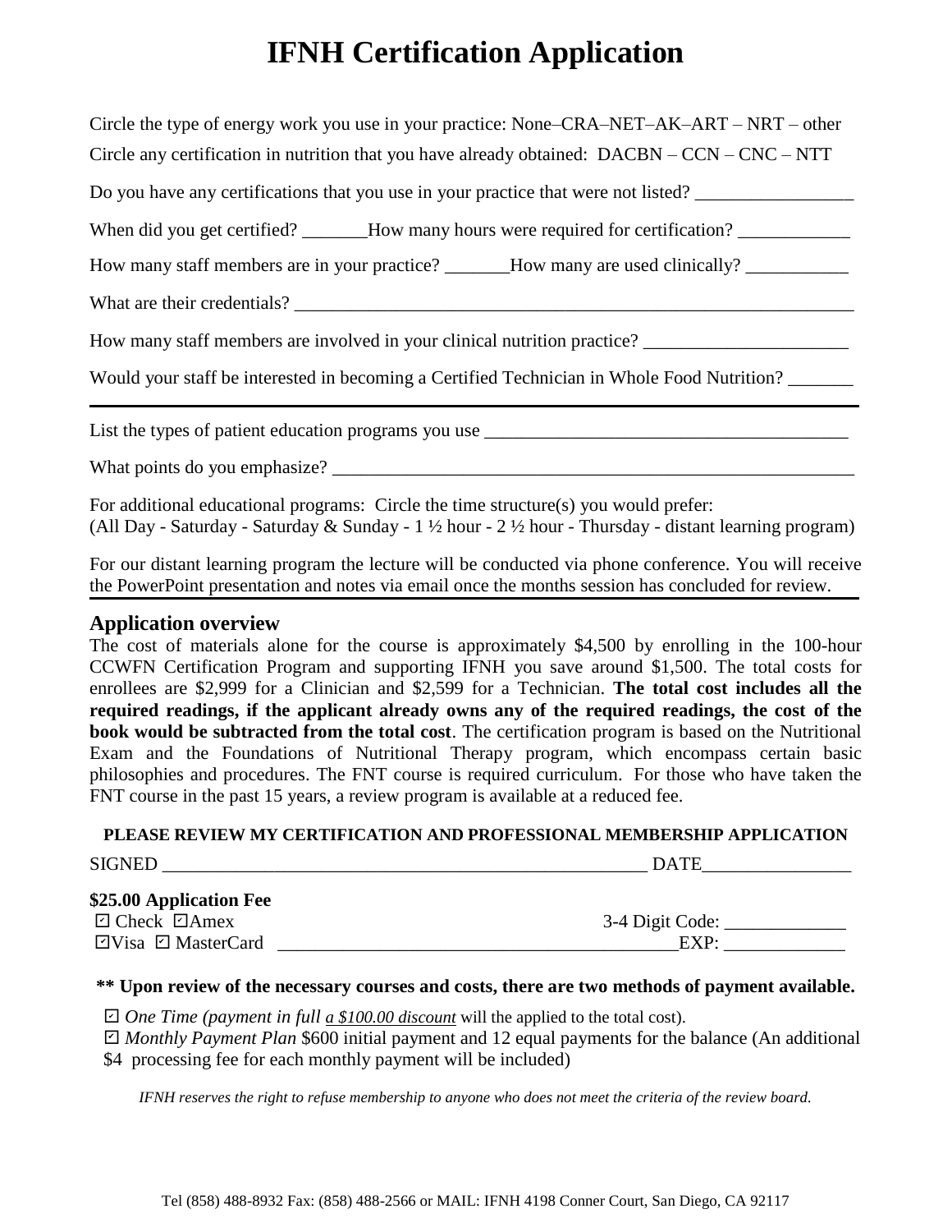# IFNH Certification Application

Circle the type of energy work you use in your practice: None–CRA–NET–AK–ART – NRT – other

Circle any certification in nutrition that you have already obtained: DACBN – CCN – CNC – NTT

Do you have any certifications that you use in your practice that were not listed? _________________

When did you get certified? _______How many hours were required for certification? ____________

How many staff members are in your practice? _______How many are used clinically? ___________

What are their credentials? ______________________________________________________________

How many staff members are involved in your clinical nutrition practice? ______________________

Would your staff be interested in becoming a Certified Technician in Whole Food Nutrition? _______

---

List the types of patient education programs you use ________________________________________

What points do you emphasize? __________________________________________________________

For additional educational programs: Circle the time structure(s) you would prefer:
(All Day - Saturday - Saturday & Sunday - 1 ½ hour - 2 ½ hour - Thursday - distant learning program)

For our distant learning program the lecture will be conducted via phone conference. You will receive the PowerPoint presentation and notes via email once the months session has concluded for review.

---

## Application overview

The cost of materials alone for the course is approximately $4,500 by enrolling in the 100-hour CCWFN Certification Program and supporting IFNH you save around $1,500. The total costs for enrollees are $2,999 for a Clinician and $2,599 for a Technician. **The total cost includes all the required readings, if the applicant already owns any of the required readings, the cost of the book would be subtracted from the total cost**. The certification program is based on the Nutritional Exam and the Foundations of Nutritional Therapy program, which encompass certain basic philosophies and procedures. The FNT course is required curriculum. For those who have taken the FNT course in the past 15 years, a review program is available at a reduced fee.

**PLEASE REVIEW MY CERTIFICATION AND PROFESSIONAL MEMBERSHIP APPLICATION**

SIGNED ______________________________________________________ DATE________________

**$25.00 Application Fee**

☐ Check ☐ Amex 3-4 Digit Code: _____________

☐ Visa ☐ MasterCard ___________________________________________EXP: _____________

**\*\* Upon review of the necessary courses and costs, there are two methods of payment available.**

☐ *One Time (payment in full* *a $100.00 discount* will the applied to the total cost).

☐ *Monthly Payment Plan* $600 initial payment and 12 equal payments for the balance (An additional $4 processing fee for each monthly payment will be included)

*IFNH reserves the right to refuse membership to anyone who does not meet the criteria of the review board.*

Tel (858) 488-8932 Fax: (858) 488-2566 or MAIL: IFNH 4198 Conner Court, San Diego, CA 92117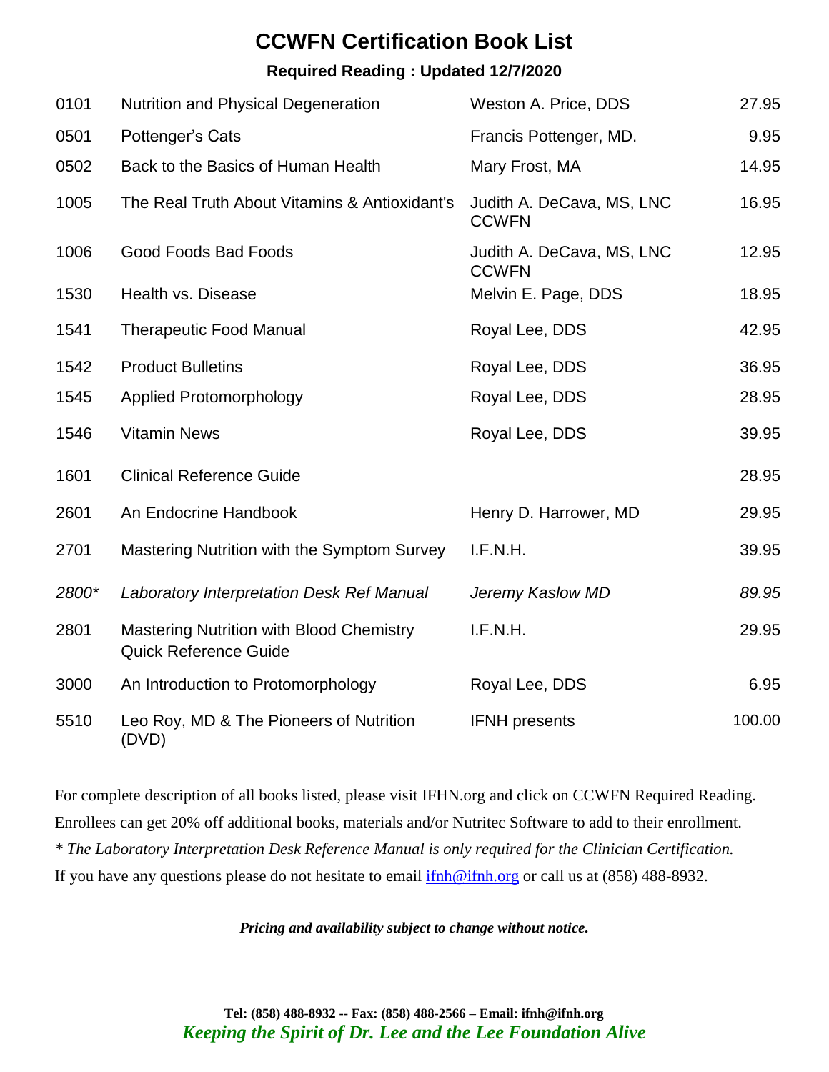# CCWFN Certification Book List

**Required Reading : Updated 12/7/2020**

| | | | |
|---|---|---|---|
| 0101 | Nutrition and Physical Degeneration | Weston A. Price, DDS | 27.95 |
| 0501 | Pottenger's Cats | Francis Pottenger, MD. | 9.95 |
| 0502 | Back to the Basics of Human Health | Mary Frost, MA | 14.95 |
| 1005 | The Real Truth About Vitamins & Antioxidant's | Judith A. DeCava, MS, LNC CCWFN | 16.95 |
| 1006 | Good Foods Bad Foods | Judith A. DeCava, MS, LNC CCWFN | 12.95 |
| 1530 | Health vs. Disease | Melvin E. Page, DDS | 18.95 |
| 1541 | Therapeutic Food Manual | Royal Lee, DDS | 42.95 |
| 1542 | Product Bulletins | Royal Lee, DDS | 36.95 |
| 1545 | Applied Protomorphology | Royal Lee, DDS | 28.95 |
| 1546 | Vitamin News | Royal Lee, DDS | 39.95 |
| 1601 | Clinical Reference Guide | | 28.95 |
| 2601 | An Endocrine Handbook | Henry D. Harrower, MD | 29.95 |
| 2701 | Mastering Nutrition with the Symptom Survey | I.F.N.H. | 39.95 |
| *2800** | *Laboratory Interpretation Desk Ref Manual* | *Jeremy Kaslow MD* | *89.95* |
| 2801 | Mastering Nutrition with Blood Chemistry Quick Reference Guide | I.F.N.H. | 29.95 |
| 3000 | An Introduction to Protomorphology | Royal Lee, DDS | 6.95 |
| 5510 | Leo Roy, MD & The Pioneers of Nutrition (DVD) | IFNH presents | 100.00 |

For complete description of all books listed, please visit IFHN.org and click on CCWFN Required Reading.

Enrollees can get 20% off additional books, materials and/or Nutritec Software to add to their enrollment.

*\* The Laboratory Interpretation Desk Reference Manual is only required for the Clinician Certification.*

If you have any questions please do not hesitate to email ifnh@ifnh.org or call us at (858) 488-8932.

***Pricing and availability subject to change without notice.***

**Tel: (858) 488-8932 -- Fax: (858) 488-2566 – Email: ifnh@ifnh.org**

***Keeping the Spirit of Dr. Lee and the Lee Foundation Alive***